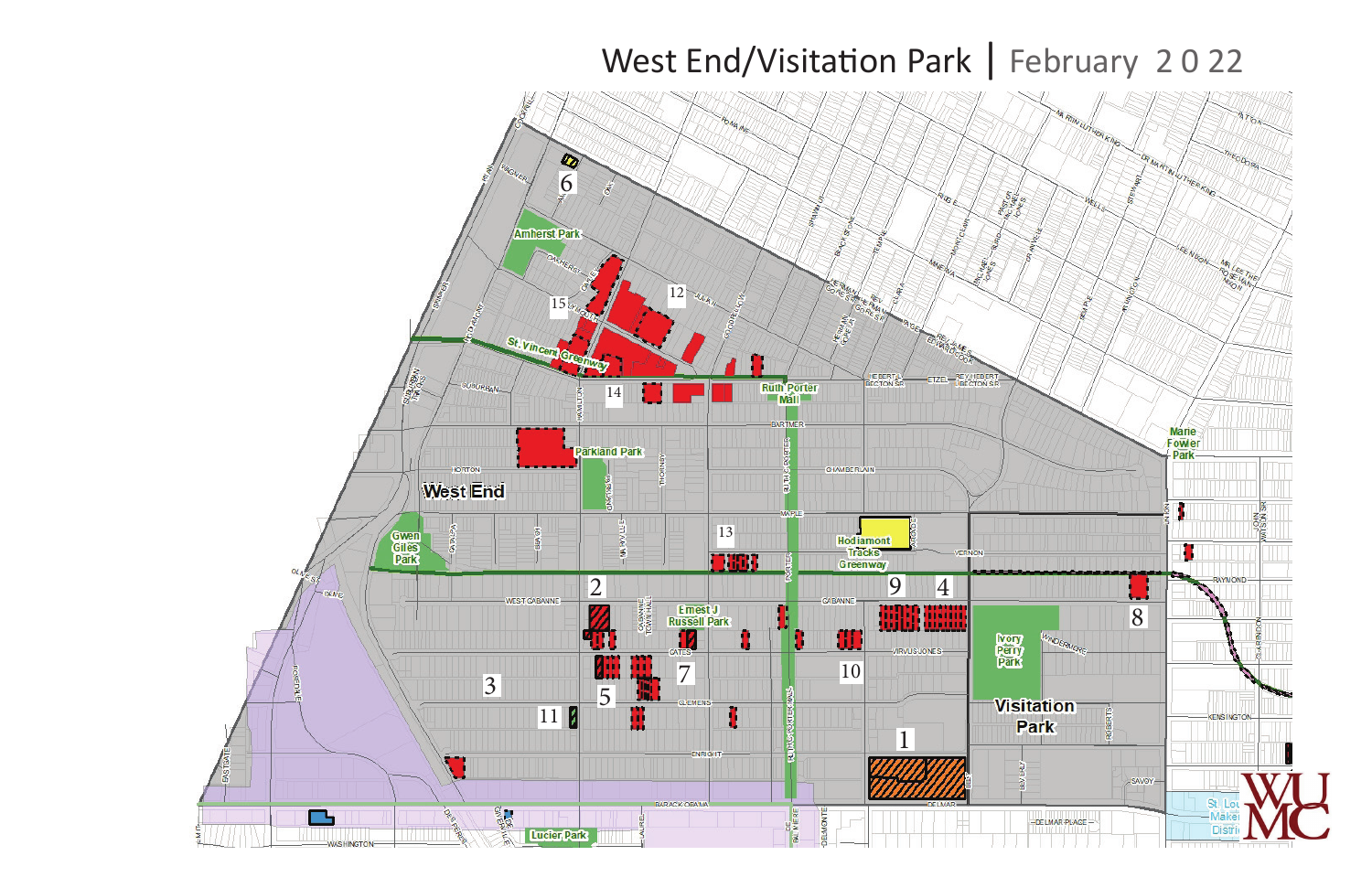# West End/Visitation Park | February 2022

West End

Visitation Park

Amherst Park

St. Vincent Greenway

Ruth Porter Mall

Parkland Park

Gwen Giles Park

Hodiamont Tracks Greenway

Ernest J Russell Park

Ivory Perry Park

Marie Fowler Park

Lucier Park

1 2 3 4 5 6 7 8 9 10 11 12 13 14 15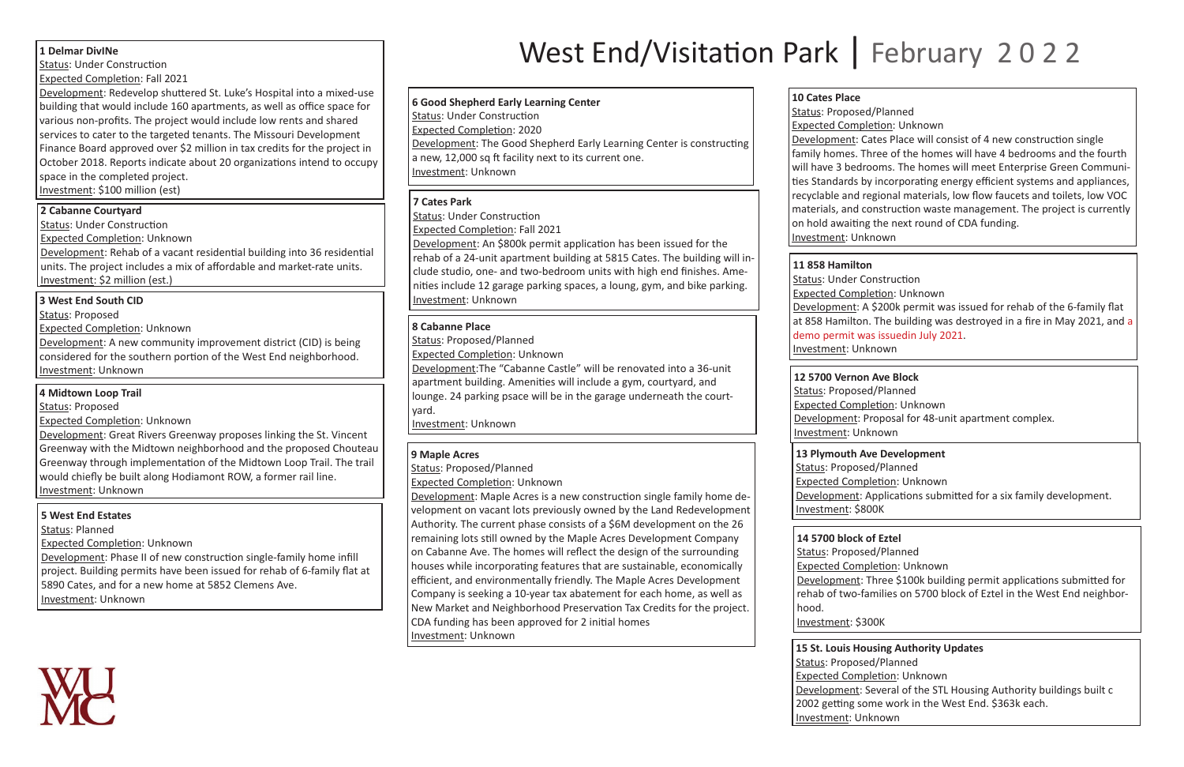# West End/Visitation Park | February 2022

### 1 Delmar DivINe

Status: Under Construction

Expected Completion: Fall 2021

Development: Redevelop shuttered St. Luke's Hospital into a mixed-use building that would include 160 apartments, as well as office space for various non-profits. The project would include low rents and shared services to cater to the targeted tenants. The Missouri Development Finance Board approved over $2 million in tax credits for the project in October 2018. Reports indicate about 20 organizations intend to occupy space in the completed project.

Investment: $100 million (est)

### 2 Cabanne Courtyard

Status: Under Construction

Expected Completion: Unknown

Development: Rehab of a vacant residential building into 36 residential units. The project includes a mix of affordable and market-rate units.

Investment: $2 million (est.)

### 3 West End South CID

Status: Proposed

Expected Completion: Unknown

Development: A new community improvement district (CID) is being considered for the southern portion of the West End neighborhood.

Investment: Unknown

### 4 Midtown Loop Trail

Status: Proposed

Expected Completion: Unknown

Development: Great Rivers Greenway proposes linking the St. Vincent Greenway with the Midtown neighborhood and the proposed Chouteau Greenway through implementation of the Midtown Loop Trail. The trail would chiefly be built along Hodiamont ROW, a former rail line.

Investment: Unknown

### 5 West End Estates

Status: Planned

Expected Completion: Unknown

Development: Phase II of new construction single-family home infill project. Building permits have been issued for rehab of 6-family flat at 5890 Cates, and for a new home at 5852 Clemens Ave.

Investment: Unknown

### 6 Good Shepherd Early Learning Center

Status: Under Construction

Expected Completion: 2020

Development: The Good Shepherd Early Learning Center is constructing a new, 12,000 sq ft facility next to its current one.

Investment: Unknown

### 7 Cates Park

Status: Under Construction

Expected Completion: Fall 2021

Development: An $800k permit application has been issued for the rehab of a 24-unit apartment building at 5815 Cates. The building will include studio, one- and two-bedroom units with high end finishes. Amenities include 12 garage parking spaces, a loung, gym, and bike parking.

Investment: Unknown

### 8 Cabanne Place

Status: Proposed/Planned

Expected Completion: Unknown

Development:The "Cabanne Castle" will be renovated into a 36-unit apartment building. Amenities will include a gym, courtyard, and lounge. 24 parking psace will be in the garage underneath the courtyard.

Investment: Unknown

### 9 Maple Acres

Status: Proposed/Planned

Expected Completion: Unknown

Development: Maple Acres is a new construction single family home development on vacant lots previously owned by the Land Redevelopment Authority. The current phase consists of a $6M development on the 26 remaining lots still owned by the Maple Acres Development Company on Cabanne Ave. The homes will reflect the design of the surrounding houses while incorporating features that are sustainable, economically efficient, and environmentally friendly. The Maple Acres Development Company is seeking a 10-year tax abatement for each home, as well as New Market and Neighborhood Preservation Tax Credits for the project. CDA funding has been approved for 2 initial homes

Investment: Unknown

### 10 Cates Place

Status: Proposed/Planned

Expected Completion: Unknown

Development: Cates Place will consist of 4 new construction single family homes. Three of the homes will have 4 bedrooms and the fourth will have 3 bedrooms. The homes will meet Enterprise Green Communities Standards by incorporating energy efficient systems and appliances, recyclable and regional materials, low flow faucets and toilets, low VOC materials, and construction waste management. The project is currently on hold awaiting the next round of CDA funding.

Investment: Unknown

### 11 858 Hamilton

Status: Under Construction

Expected Completion: Unknown

Development: A $200k permit was issued for rehab of the 6-family flat at 858 Hamilton. The building was destroyed in a fire in May 2021, and a demo permit was issuedin July 2021.

Investment: Unknown

### 12 5700 Vernon Ave Block

Status: Proposed/Planned

Expected Completion: Unknown

Development: Proposal for 48-unit apartment complex.

Investment: Unknown

### 13 Plymouth Ave Development

Status: Proposed/Planned

Expected Completion: Unknown

Development: Applications submitted for a six family development.

Investment: $800K

### 14 5700 block of Eztel

Status: Proposed/Planned

Expected Completion: Unknown

Development: Three $100k building permit applications submitted for rehab of two-families on 5700 block of Eztel in the West End neighborhood.

Investment: $300K

### 15 St. Louis Housing Authority Updates

Status: Proposed/Planned

Expected Completion: Unknown

Development: Several of the STL Housing Authority buildings built c 2002 getting some work in the West End. $363k each.

Investment: Unknown

WU MC